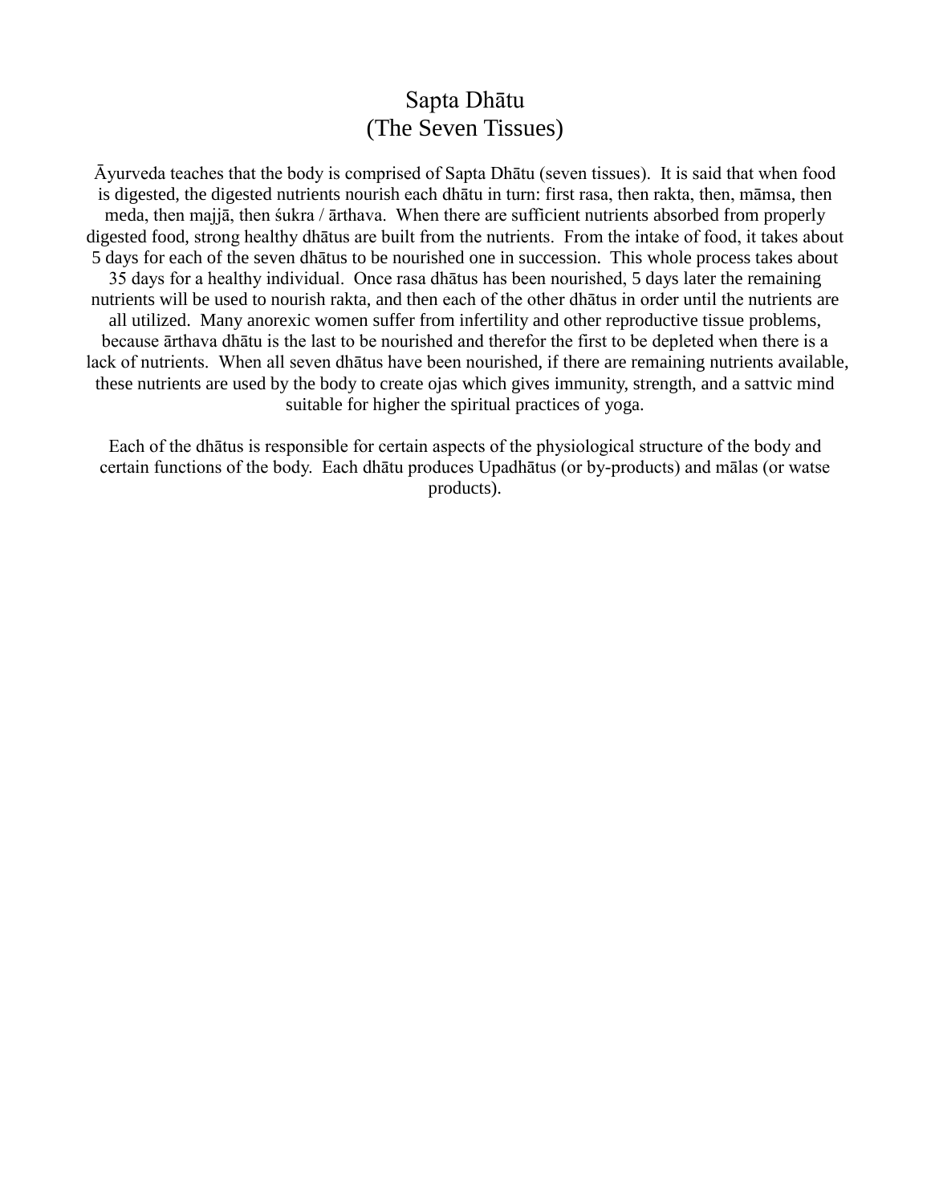# Sapta Dhātu
## (The Seven Tissues)

Āyurveda teaches that the body is comprised of Sapta Dhātu (seven tissues). It is said that when food is digested, the digested nutrients nourish each dhātu in turn: first rasa, then rakta, then, māmsa, then meda, then majjā, then śukra / ārthava. When there are sufficient nutrients absorbed from properly digested food, strong healthy dhātus are built from the nutrients. From the intake of food, it takes about 5 days for each of the seven dhātus to be nourished one in succession. This whole process takes about 35 days for a healthy individual. Once rasa dhātus has been nourished, 5 days later the remaining nutrients will be used to nourish rakta, and then each of the other dhātus in order until the nutrients are all utilized. Many anorexic women suffer from infertility and other reproductive tissue problems, because ārthava dhātu is the last to be nourished and therefor the first to be depleted when there is a lack of nutrients. When all seven dhātus have been nourished, if there are remaining nutrients available, these nutrients are used by the body to create ojas which gives immunity, strength, and a sattvic mind suitable for higher the spiritual practices of yoga.

Each of the dhātus is responsible for certain aspects of the physiological structure of the body and certain functions of the body. Each dhātu produces Upadhātus (or by-products) and mālas (or watse products).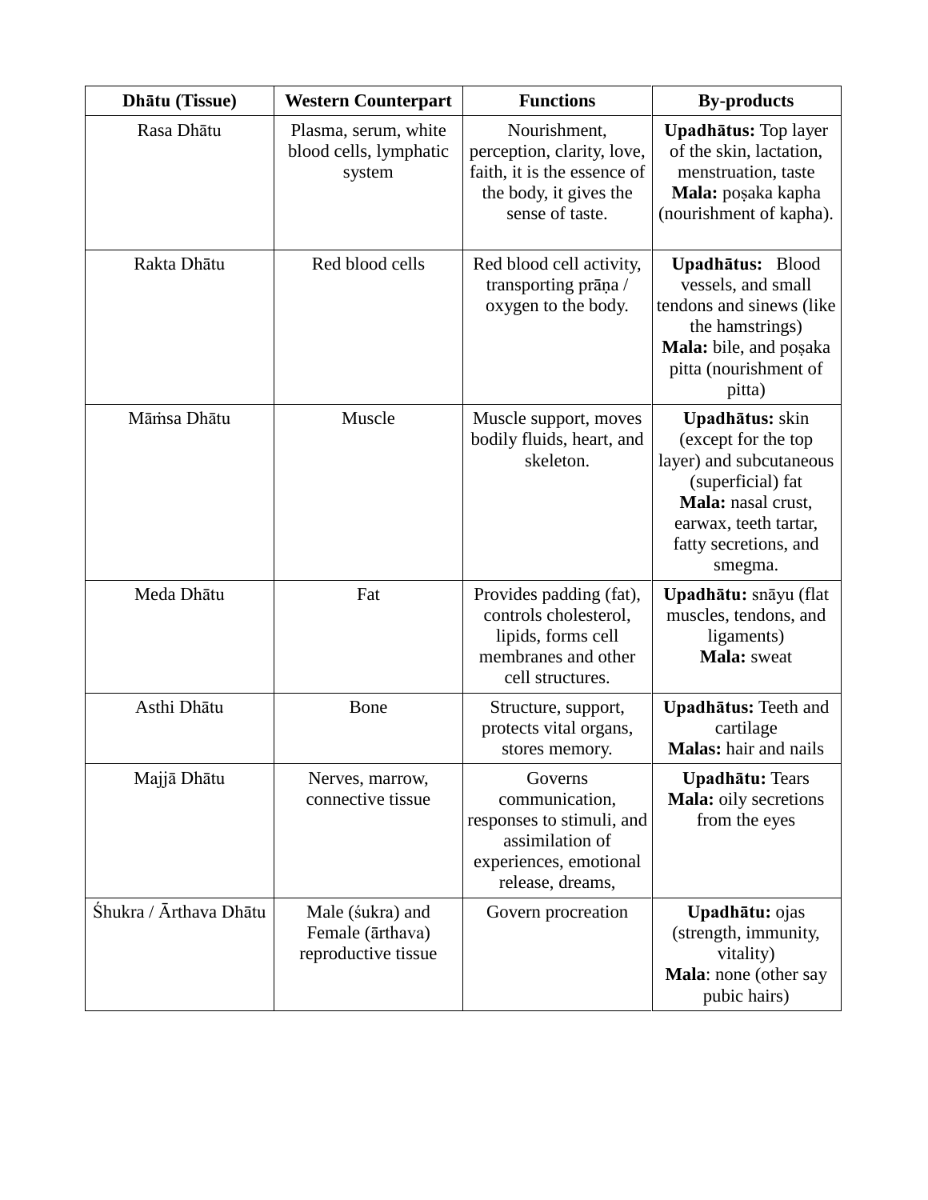| Dhātu (Tissue) | Western Counterpart | Functions | By-products |
|---|---|---|---|
| Rasa Dhātu | Plasma, serum, white blood cells, lymphatic system | Nourishment, perception, clarity, love, faith, it is the essence of the body, it gives the sense of taste. | **Upadhātus:** Top layer of the skin, lactation, menstruation, taste **Mala:** poṣaka kapha (nourishment of kapha). |
| Rakta Dhātu | Red blood cells | Red blood cell activity, transporting prāṇa / oxygen to the body. | **Upadhātus:** Blood vessels, and small tendons and sinews (like the hamstrings) **Mala:** bile, and poṣaka pitta (nourishment of pitta) |
| Māṁsa Dhātu | Muscle | Muscle support, moves bodily fluids, heart, and skeleton. | **Upadhātus:** skin (except for the top layer) and subcutaneous (superficial) fat **Mala:** nasal crust, earwax, teeth tartar, fatty secretions, and smegma. |
| Meda Dhātu | Fat | Provides padding (fat), controls cholesterol, lipids, forms cell membranes and other cell structures. | **Upadhātu:** snāyu (flat muscles, tendons, and ligaments) **Mala:** sweat |
| Asthi Dhātu | Bone | Structure, support, protects vital organs, stores memory. | **Upadhātus:** Teeth and cartilage **Malas:** hair and nails |
| Majjā Dhātu | Nerves, marrow, connective tissue | Governs communication, responses to stimuli, and assimilation of experiences, emotional release, dreams, | **Upadhātu:** Tears **Mala:** oily secretions from the eyes |
| Śhukra / Ārthava Dhātu | Male (śukra) and Female (ārthava) reproductive tissue | Govern procreation | **Upadhātu:** ojas (strength, immunity, vitality) **Mala**: none (other say pubic hairs) |